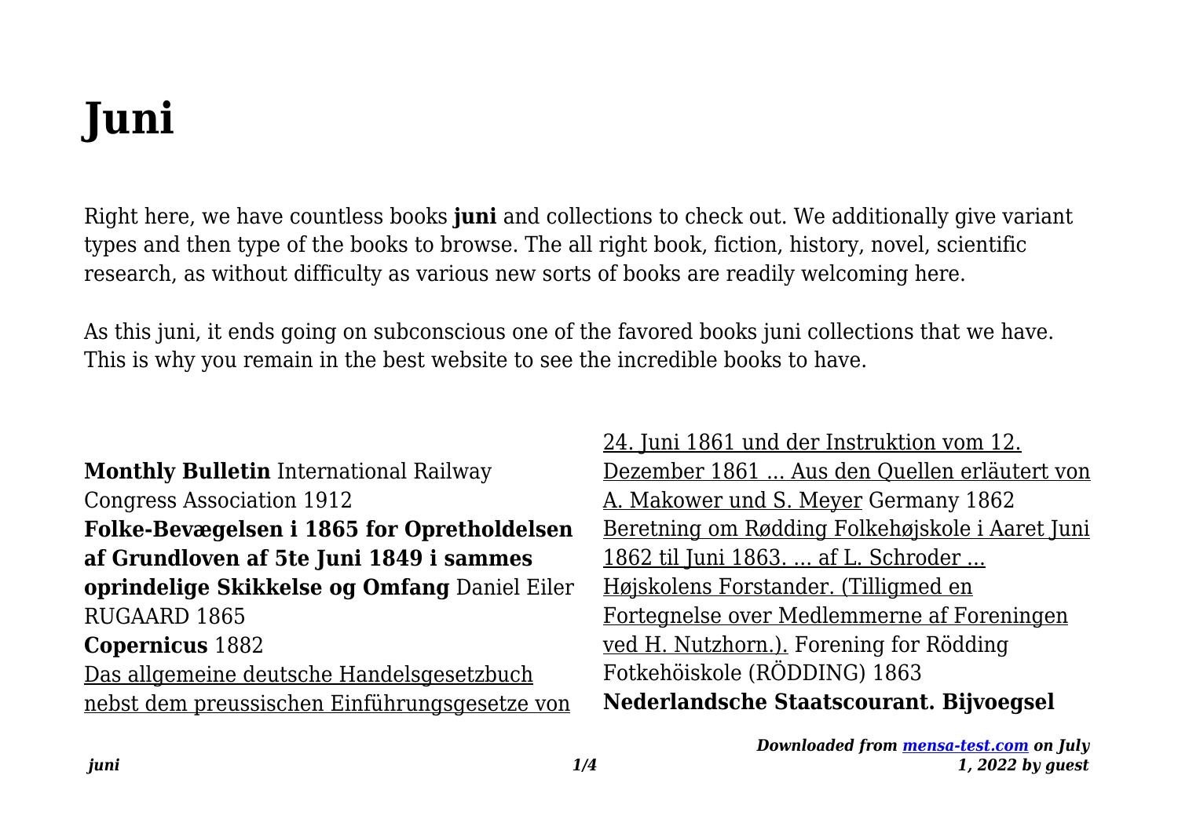# Juni

Right here, we have countless books **juni** and collections to check out. We additionally give variant types and then type of the books to browse. The all right book, fiction, history, novel, scientific research, as without difficulty as various new sorts of books are readily welcoming here.

As this juni, it ends going on subconscious one of the favored books juni collections that we have. This is why you remain in the best website to see the incredible books to have.

**Monthly Bulletin** International Railway Congress Association 1912

**Folke-Bevægelsen i 1865 for Opretholdelsen af Grundloven af 5te Juni 1849 i sammes oprindelige Skikkelse og Omfang** Daniel Eiler RUGAARD 1865

**Copernicus** 1882

Das allgemeine deutsche Handelsgesetzbuch nebst dem preussischen Einführungsgesetze von 24. Juni 1861 und der Instruktion vom 12. Dezember 1861 ... Aus den Quellen erläutert von A. Makower und S. Meyer Germany 1862

Beretning om Rødding Folkehøjskole i Aaret Juni 1862 til Juni 1863. ... af L. Schroder ... Højskolens Forstander. (Tilligmed en Fortegnelse over Medlemmerne af Foreningen ved H. Nutzhorn.). Forening for Rödding Fotkehöiskole (RÖDDING) 1863

**Nederlandsche Staatscourant. Bijvoegsel**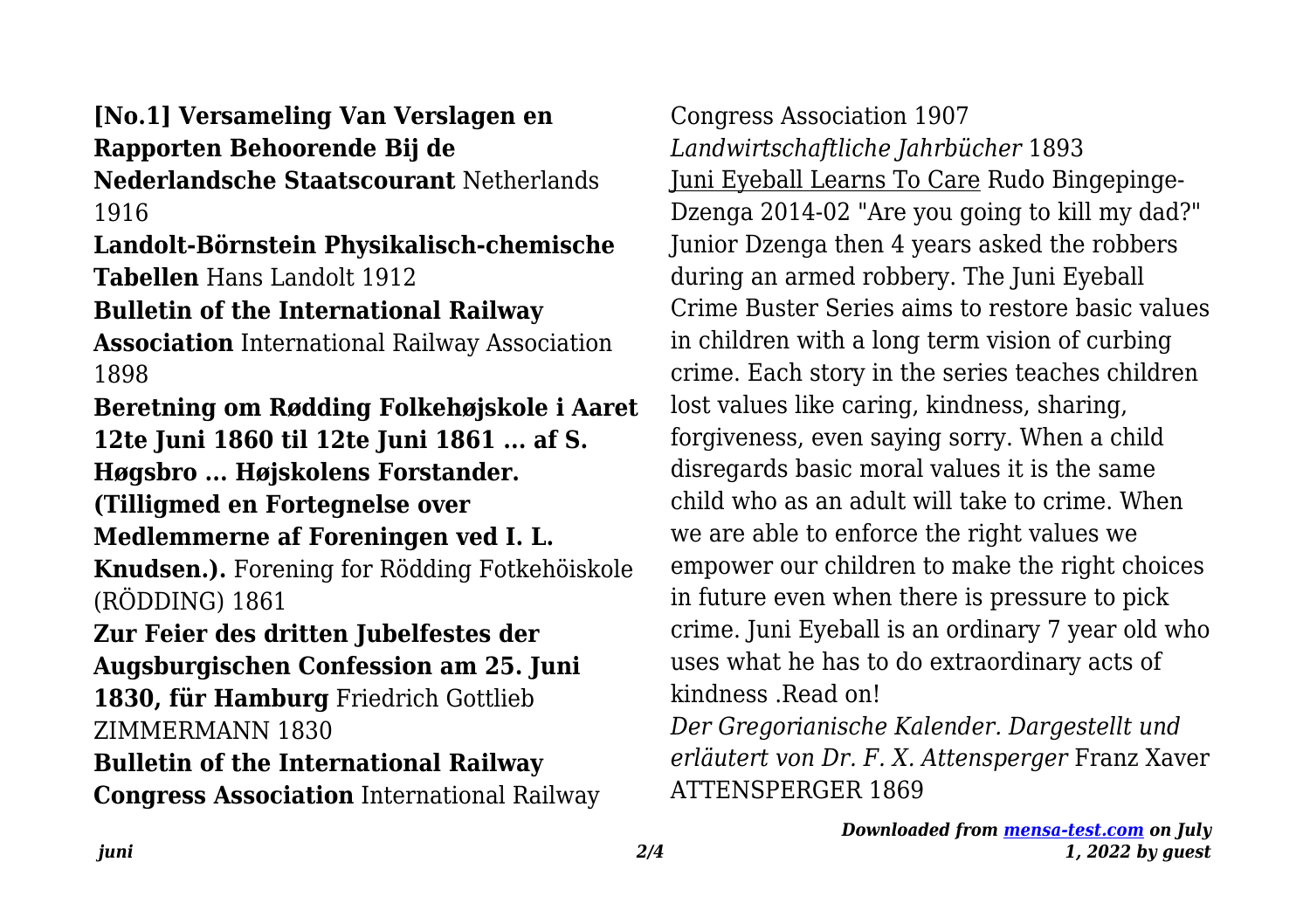**[No.1] Versameling Van Verslagen en Rapporten Behoorende Bij de Nederlandsche Staatscourant** Netherlands 1916

**Landolt-Börnstein Physikalisch-chemische Tabellen** Hans Landolt 1912

**Bulletin of the International Railway Association** International Railway Association 1898

**Beretning om Rødding Folkehøjskole i Aaret 12te Juni 1860 til 12te Juni 1861 ... af S. Høgsbro ... Højskolens Forstander. (Tilligmed en Fortegnelse over Medlemmerne af Foreningen ved I. L. Knudsen.).** Forening for Rödding Fotkehöiskole (RÖDDING) 1861

**Zur Feier des dritten Jubelfestes der Augsburgischen Confession am 25. Juni 1830, für Hamburg** Friedrich Gottlieb ZIMMERMANN 1830

**Bulletin of the International Railway Congress Association** International Railway Congress Association 1907

*Landwirtschaftliche Jahrbücher* 1893

Juni Eyeball Learns To Care Rudo Bingepinge-Dzenga 2014-02 "Are you going to kill my dad?" Junior Dzenga then 4 years asked the robbers during an armed robbery. The Juni Eyeball Crime Buster Series aims to restore basic values in children with a long term vision of curbing crime. Each story in the series teaches children lost values like caring, kindness, sharing, forgiveness, even saying sorry. When a child disregards basic moral values it is the same child who as an adult will take to crime. When we are able to enforce the right values we empower our children to make the right choices in future even when there is pressure to pick crime. Juni Eyeball is an ordinary 7 year old who uses what he has to do extraordinary acts of kindness .Read on!

*Der Gregorianische Kalender. Dargestellt und erläutert von Dr. F. X. Attensperger* Franz Xaver ATTENSPERGER 1869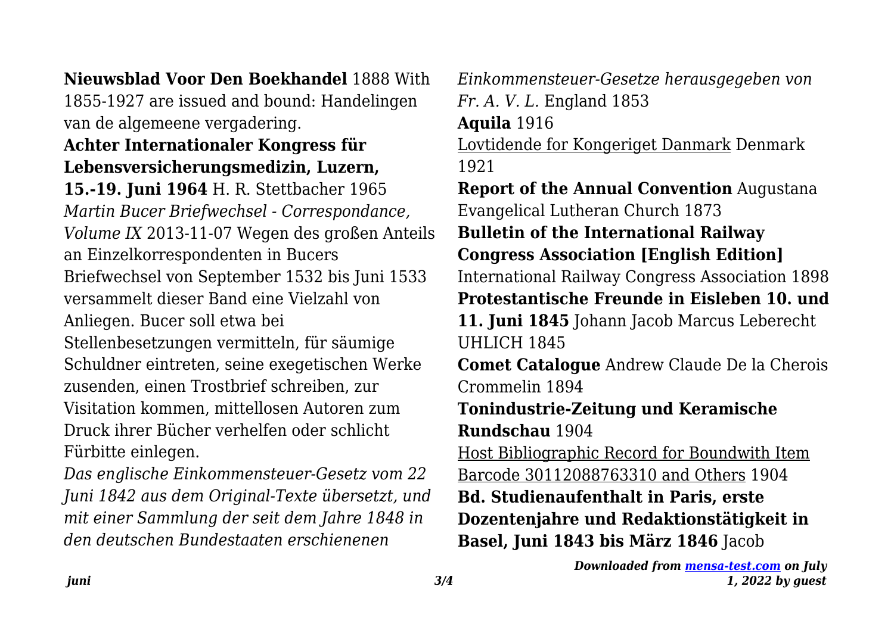**Nieuwsblad Voor Den Boekhandel** 1888 With 1855-1927 are issued and bound: Handelingen van de algemeene vergadering.

**Achter Internationaler Kongress für Lebensversicherungsmedizin, Luzern, 15.-19. Juni 1964** H. R. Stettbacher 1965

*Martin Bucer Briefwechsel - Correspondance, Volume IX* 2013-11-07 Wegen des großen Anteils an Einzelkorrespondenten in Bucers Briefwechsel von September 1532 bis Juni 1533 versammelt dieser Band eine Vielzahl von Anliegen. Bucer soll etwa bei Stellenbesetzungen vermitteln, für säumige Schuldner eintreten, seine exegetischen Werke zusenden, einen Trostbrief schreiben, zur Visitation kommen, mittellosen Autoren zum Druck ihrer Bücher verhelfen oder schlicht Fürbitte einlegen.

*Das englische Einkommensteuer-Gesetz vom 22 Juni 1842 aus dem Original-Texte übersetzt, und mit einer Sammlung der seit dem Jahre 1848 in den deutschen Bundestaaten erschienenen Einkommensteuer-Gesetze herausgegeben von Fr. A. V. L.* England 1853

**Aquila** 1916

Lovtidende for Kongeriget Danmark Denmark 1921

**Report of the Annual Convention** Augustana Evangelical Lutheran Church 1873

**Bulletin of the International Railway Congress Association [English Edition]** International Railway Congress Association 1898

**Protestantische Freunde in Eisleben 10. und 11. Juni 1845** Johann Jacob Marcus Leberecht UHLICH 1845

**Comet Catalogue** Andrew Claude De la Cherois Crommelin 1894

**Tonindustrie-Zeitung und Keramische Rundschau** 1904

Host Bibliographic Record for Boundwith Item Barcode 30112088763310 and Others 1904

**Bd. Studienaufenthalt in Paris, erste Dozentenjahre und Redaktionstätigkeit in Basel, Juni 1843 bis März 1846** Jacob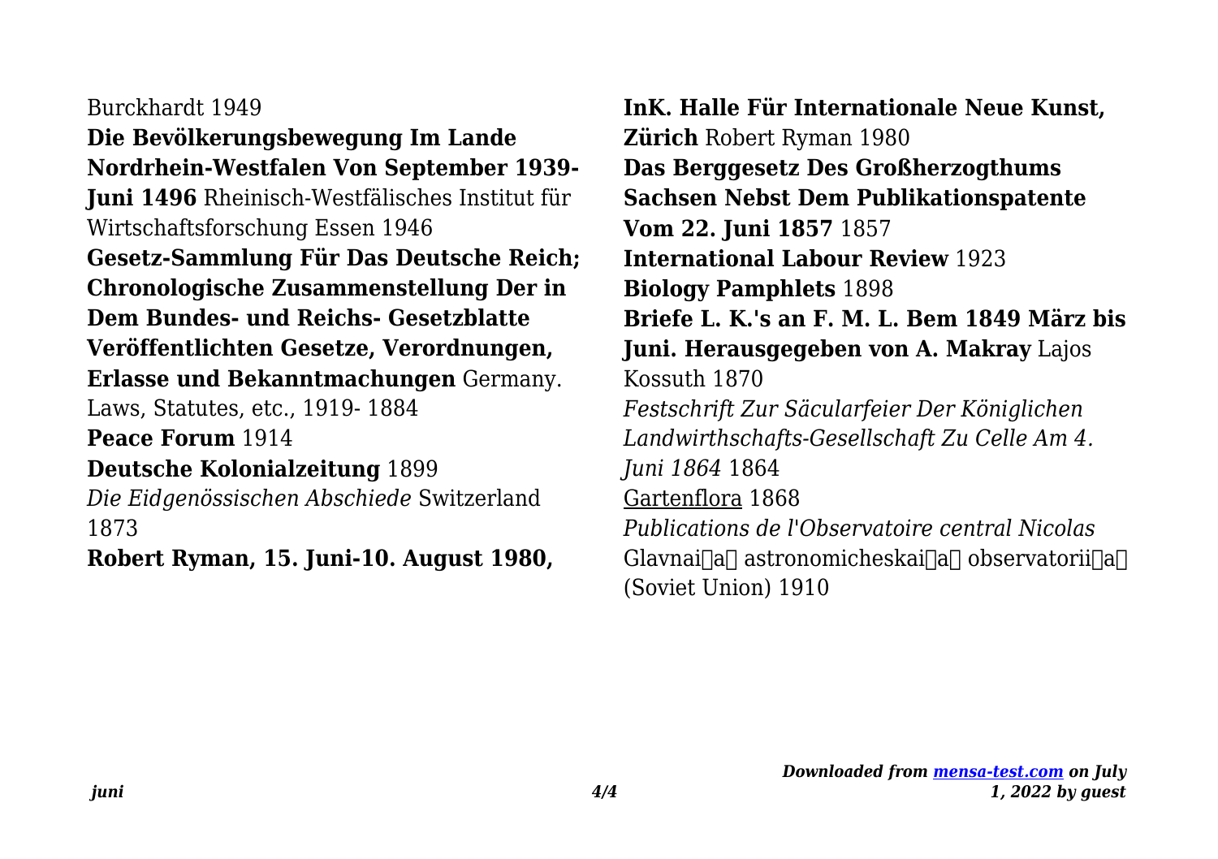Burckhardt 1949

**Die Bevölkerungsbewegung Im Lande Nordrhein-Westfalen Von September 1939-Juni 1496** Rheinisch-Westfälisches Institut für Wirtschaftsforschung Essen 1946

**Gesetz-Sammlung Für Das Deutsche Reich; Chronologische Zusammenstellung Der in Dem Bundes- und Reichs- Gesetzblatte Veröffentlichten Gesetze, Verordnungen, Erlasse und Bekanntmachungen** Germany. Laws, Statutes, etc., 1919- 1884

**Peace Forum** 1914

**Deutsche Kolonialzeitung** 1899

*Die Eidgenössischen Abschiede* Switzerland 1873

**Robert Ryman, 15. Juni-10. August 1980, InK. Halle Für Internationale Neue Kunst, Zürich** Robert Ryman 1980

**Das Berggesetz Des Großherzogthums Sachsen Nebst Dem Publikationspatente Vom 22. Juni 1857** 1857

**International Labour Review** 1923

**Biology Pamphlets** 1898

**Briefe L. K.'s an F. M. L. Bem 1849 März bis Juni. Herausgegeben von A. Makray** Lajos Kossuth 1870

*Festschrift Zur Säcularfeier Der Königlichen Landwirthschafts-Gesellschaft Zu Celle Am 4. Juni 1864* 1864

Gartenflora 1868

*Publications de l'Observatoire central Nicolas* Glavnai͡a astronomicheskai͡a observatorii͡a (Soviet Union) 1910